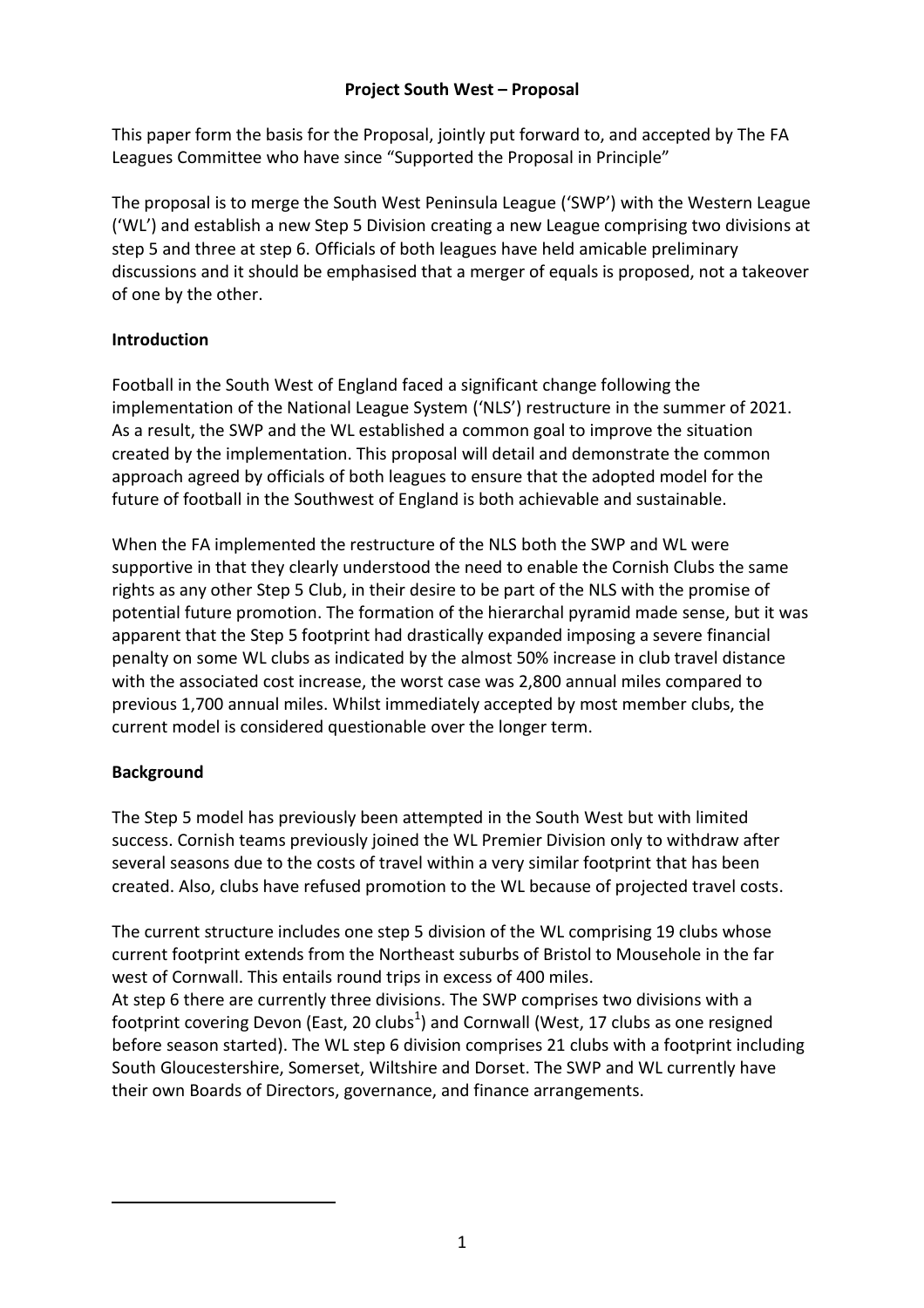# Project South West – Proposal

This paper form the basis for the Proposal, jointly put forward to, and accepted by The FA Leagues Committee who have since "Supported the Proposal in Principle"

The proposal is to merge the South West Peninsula League ('SWP') with the Western League ('WL') and establish a new Step 5 Division creating a new League comprising two divisions at step 5 and three at step 6. Officials of both leagues have held amicable preliminary discussions and it should be emphasised that a merger of equals is proposed, not a takeover of one by the other.

## Introduction

Football in the South West of England faced a significant change following the implementation of the National League System ('NLS') restructure in the summer of 2021. As a result, the SWP and the WL established a common goal to improve the situation created by the implementation. This proposal will detail and demonstrate the common approach agreed by officials of both leagues to ensure that the adopted model for the future of football in the Southwest of England is both achievable and sustainable.

When the FA implemented the restructure of the NLS both the SWP and WL were supportive in that they clearly understood the need to enable the Cornish Clubs the same rights as any other Step 5 Club, in their desire to be part of the NLS with the promise of potential future promotion. The formation of the hierarchal pyramid made sense, but it was apparent that the Step 5 footprint had drastically expanded imposing a severe financial penalty on some WL clubs as indicated by the almost 50% increase in club travel distance with the associated cost increase, the worst case was 2,800 annual miles compared to previous 1,700 annual miles. Whilst immediately accepted by most member clubs, the current model is considered questionable over the longer term.

## Background

The Step 5 model has previously been attempted in the South West but with limited success. Cornish teams previously joined the WL Premier Division only to withdraw after several seasons due to the costs of travel within a very similar footprint that has been created. Also, clubs have refused promotion to the WL because of projected travel costs.

The current structure includes one step 5 division of the WL comprising 19 clubs whose current footprint extends from the Northeast suburbs of Bristol to Mousehole in the far west of Cornwall. This entails round trips in excess of 400 miles.

At step 6 there are currently three divisions. The SWP comprises two divisions with a footprint covering Devon (East, 20 clubs[1]) and Cornwall (West, 17 clubs as one resigned before season started). The WL step 6 division comprises 21 clubs with a footprint including South Gloucestershire, Somerset, Wiltshire and Dorset. The SWP and WL currently have their own Boards of Directors, governance, and finance arrangements.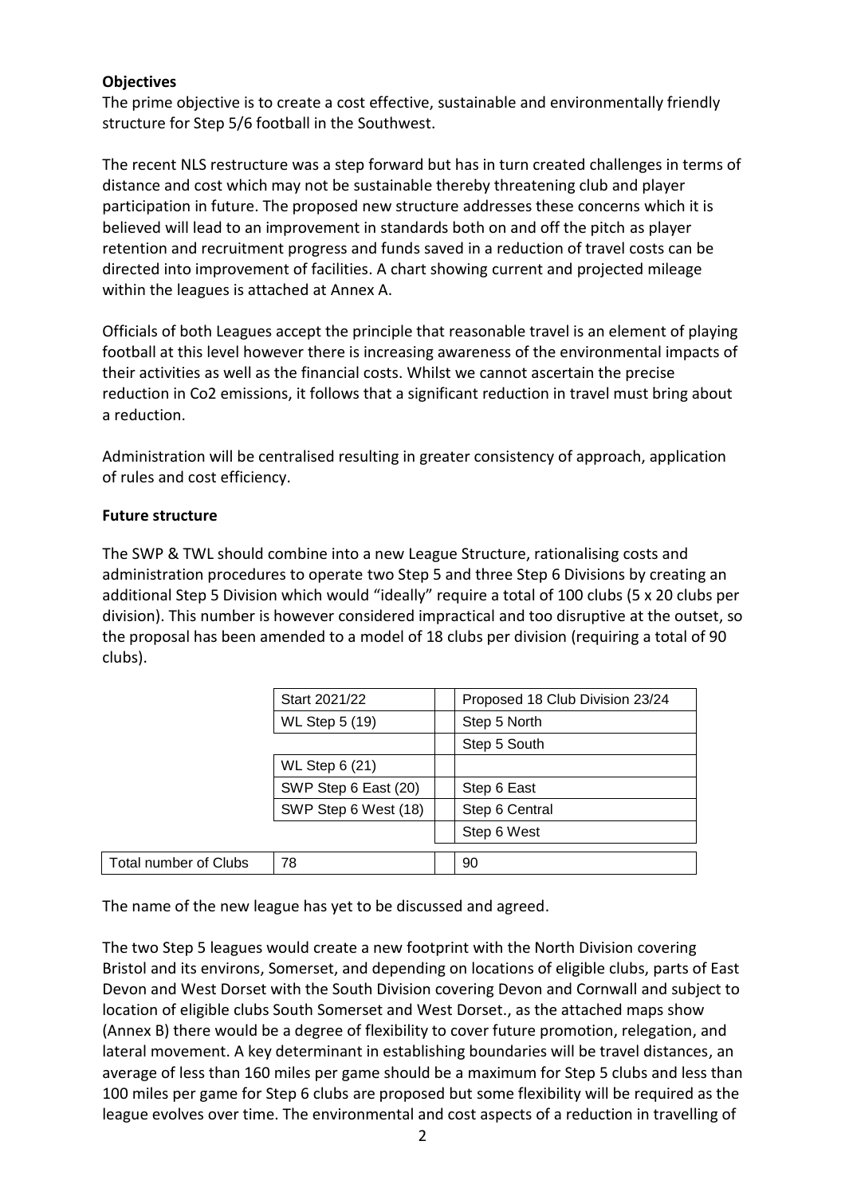**Objectives**

The prime objective is to create a cost effective, sustainable and environmentally friendly structure for Step 5/6 football in the Southwest.

The recent NLS restructure was a step forward but has in turn created challenges in terms of distance and cost which may not be sustainable thereby threatening club and player participation in future. The proposed new structure addresses these concerns which it is believed will lead to an improvement in standards both on and off the pitch as player retention and recruitment progress and funds saved in a reduction of travel costs can be directed into improvement of facilities. A chart showing current and projected mileage within the leagues is attached at Annex A.

Officials of both Leagues accept the principle that reasonable travel is an element of playing football at this level however there is increasing awareness of the environmental impacts of their activities as well as the financial costs. Whilst we cannot ascertain the precise reduction in Co2 emissions, it follows that a significant reduction in travel must bring about a reduction.

Administration will be centralised resulting in greater consistency of approach, application of rules and cost efficiency.

**Future structure**

The SWP & TWL should combine into a new League Structure, rationalising costs and administration procedures to operate two Step 5 and three Step 6 Divisions by creating an additional Step 5 Division which would "ideally" require a total of 100 clubs (5 x 20 clubs per division). This number is however considered impractical and too disruptive at the outset, so the proposal has been amended to a model of 18 clubs per division (requiring a total of 90 clubs).

| | Start 2021/22 | | Proposed 18 Club Division 23/24 |
|---|---|---|---|
| | WL Step 5 (19) | | Step 5 North |
| | | | Step 5 South |
| | WL Step 6 (21) | | |
| | SWP Step 6 East (20) | | Step 6 East |
| | SWP Step 6 West (18) | | Step 6 Central |
| | | | Step 6 West |
| Total number of Clubs | 78 | | 90 |

The name of the new league has yet to be discussed and agreed.

The two Step 5 leagues would create a new footprint with the North Division covering Bristol and its environs, Somerset, and depending on locations of eligible clubs, parts of East Devon and West Dorset with the South Division covering Devon and Cornwall and subject to location of eligible clubs South Somerset and West Dorset., as the attached maps show (Annex B) there would be a degree of flexibility to cover future promotion, relegation, and lateral movement. A key determinant in establishing boundaries will be travel distances, an average of less than 160 miles per game should be a maximum for Step 5 clubs and less than 100 miles per game for Step 6 clubs are proposed but some flexibility will be required as the league evolves over time. The environmental and cost aspects of a reduction in travelling of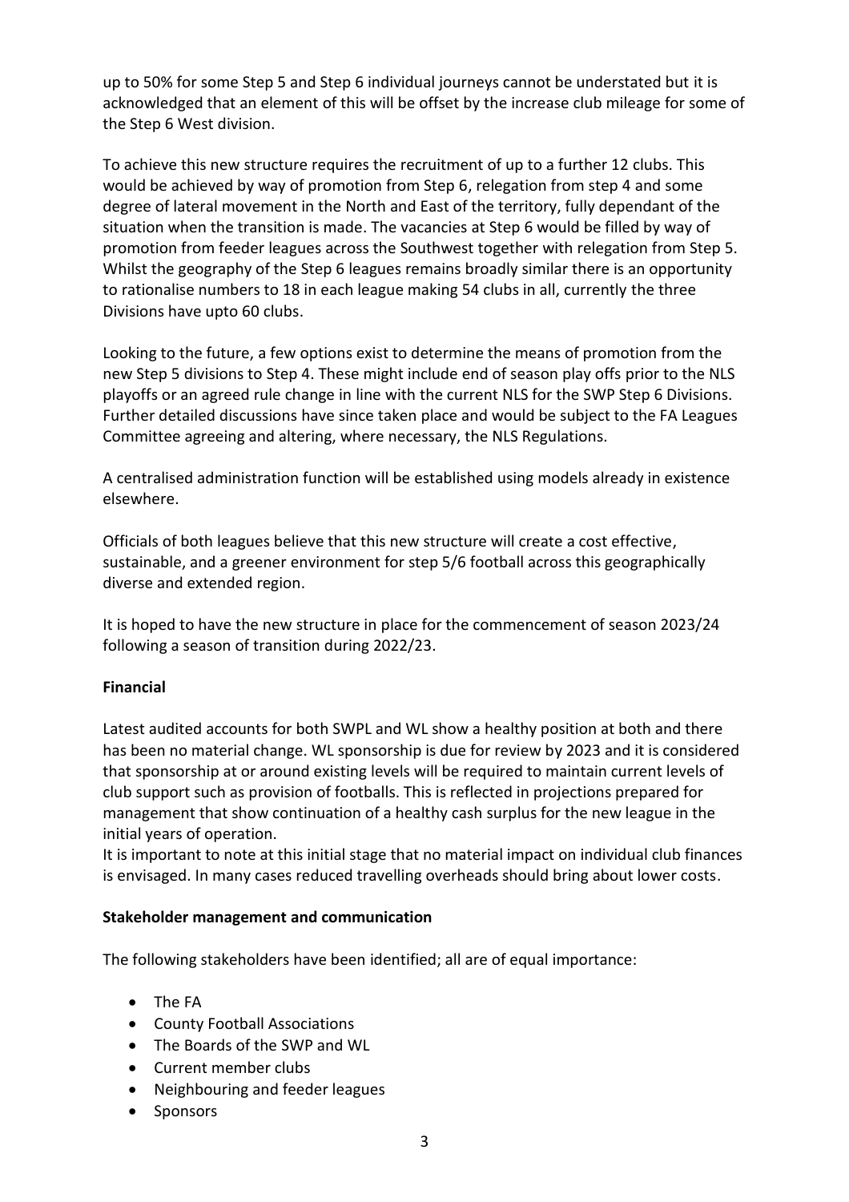up to 50% for some Step 5 and Step 6 individual journeys cannot be understated but it is acknowledged that an element of this will be offset by the increase club mileage for some of the Step 6 West division.

To achieve this new structure requires the recruitment of up to a further 12 clubs. This would be achieved by way of promotion from Step 6, relegation from step 4 and some degree of lateral movement in the North and East of the territory, fully dependant of the situation when the transition is made. The vacancies at Step 6 would be filled by way of promotion from feeder leagues across the Southwest together with relegation from Step 5. Whilst the geography of the Step 6 leagues remains broadly similar there is an opportunity to rationalise numbers to 18 in each league making 54 clubs in all, currently the three Divisions have upto 60 clubs.

Looking to the future, a few options exist to determine the means of promotion from the new Step 5 divisions to Step 4. These might include end of season play offs prior to the NLS playoffs or an agreed rule change in line with the current NLS for the SWP Step 6 Divisions. Further detailed discussions have since taken place and would be subject to the FA Leagues Committee agreeing and altering, where necessary, the NLS Regulations.

A centralised administration function will be established using models already in existence elsewhere.

Officials of both leagues believe that this new structure will create a cost effective, sustainable, and a greener environment for step 5/6 football across this geographically diverse and extended region.

It is hoped to have the new structure in place for the commencement of season 2023/24 following a season of transition during 2022/23.

**Financial**

Latest audited accounts for both SWPL and WL show a healthy position at both and there has been no material change. WL sponsorship is due for review by 2023 and it is considered that sponsorship at or around existing levels will be required to maintain current levels of club support such as provision of footballs. This is reflected in projections prepared for management that show continuation of a healthy cash surplus for the new league in the initial years of operation.
It is important to note at this initial stage that no material impact on individual club finances is envisaged. In many cases reduced travelling overheads should bring about lower costs.

**Stakeholder management and communication**

The following stakeholders have been identified; all are of equal importance:

- The FA
- County Football Associations
- The Boards of the SWP and WL
- Current member clubs
- Neighbouring and feeder leagues
- Sponsors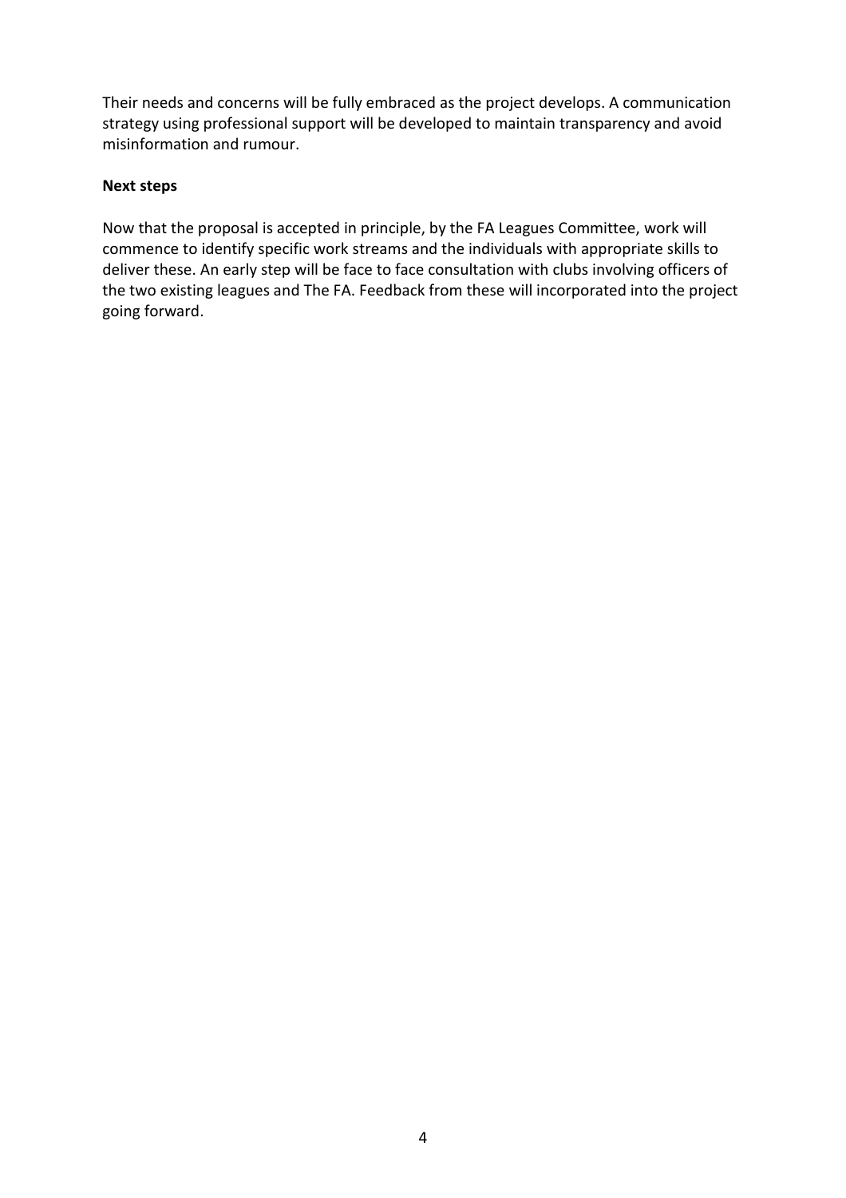Their needs and concerns will be fully embraced as the project develops. A communication strategy using professional support will be developed to maintain transparency and avoid misinformation and rumour.

**Next steps**

Now that the proposal is accepted in principle, by the FA Leagues Committee, work will commence to identify specific work streams and the individuals with appropriate skills to deliver these. An early step will be face to face consultation with clubs involving officers of the two existing leagues and The FA. Feedback from these will incorporated into the project going forward.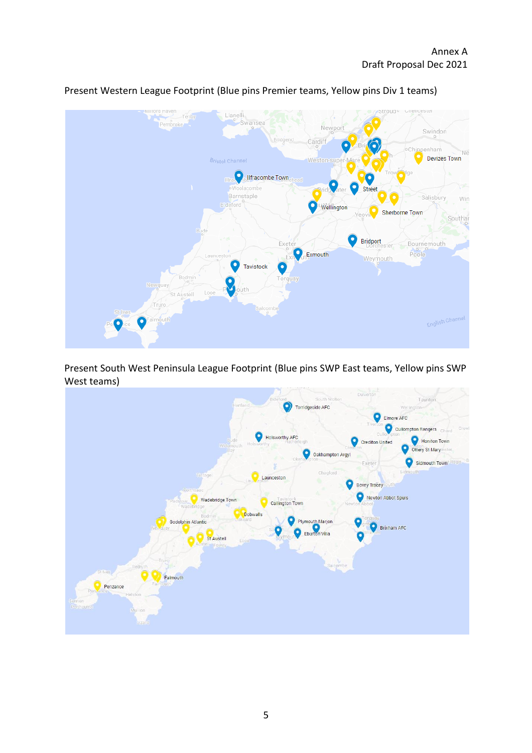Annex A
Draft Proposal Dec 2021

Present Western League Footprint (Blue pins Premier teams, Yellow pins Div 1 teams)

Present South West Peninsula League Footprint (Blue pins SWP East teams, Yellow pins SWP West teams)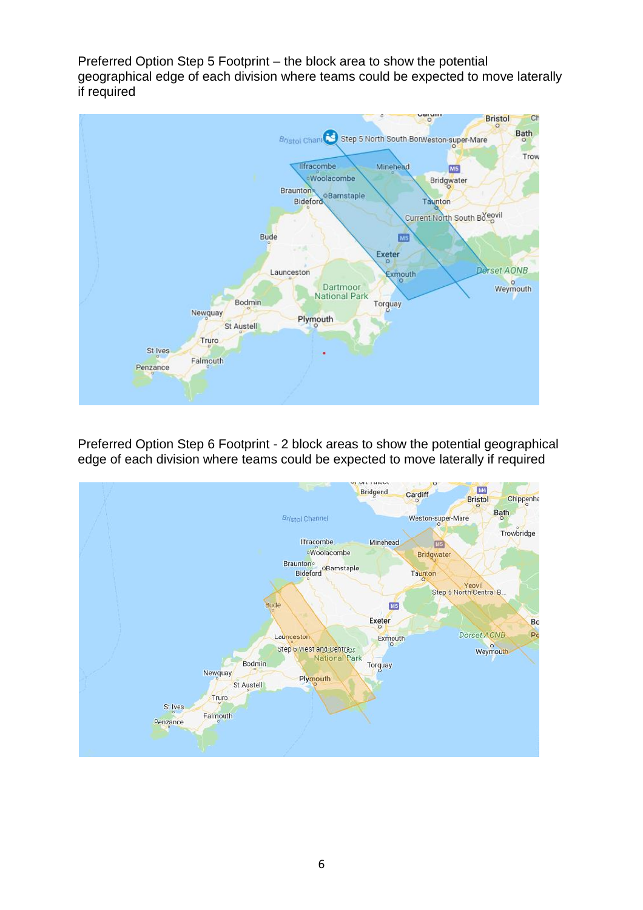Preferred Option Step 5 Footprint – the block area to show the potential geographical edge of each division where teams could be expected to move laterally if required

Bristol Channel
Step 5 North South Bor
Weston-super-Mare
Bristol
Bath
Trow
Ilfracombe
Woolacombe
Minehead
M5
Bridgwater
Braunton
Barnstaple
Bideford
Taunton
Current North South Bo
Yeovil
Bude
M5
Exeter
Launceston
Exmouth
Dorset AONB
Weymouth
Dartmoor National Park
Bodmin
Torquay
Newquay
St Austell
Plymouth
Truro
St Ives
Falmouth
Penzance

Preferred Option Step 6 Footprint - 2 block areas to show the potential geographical edge of each division where teams could be expected to move laterally if required

Bridgend
Cardiff
M4
Bristol
Chippenha
Bath
Bristol Channel
Weston-super-Mare
Trowbridge
Ilfracombe
Minehead
M5
Woolacombe
Bridgwater
Braunton
Barnstaple
Bideford
Taunton
Yeovil
Step 6 North Central B...
Bude
M5
Exeter
Dorset AONB
Launceston
Exmouth
Weymouth
Step 6 West and Centra...
National Park
Bodmin
Torquay
Newquay
Plymouth
St Austell
Truro
St Ives
Falmouth
Penzance